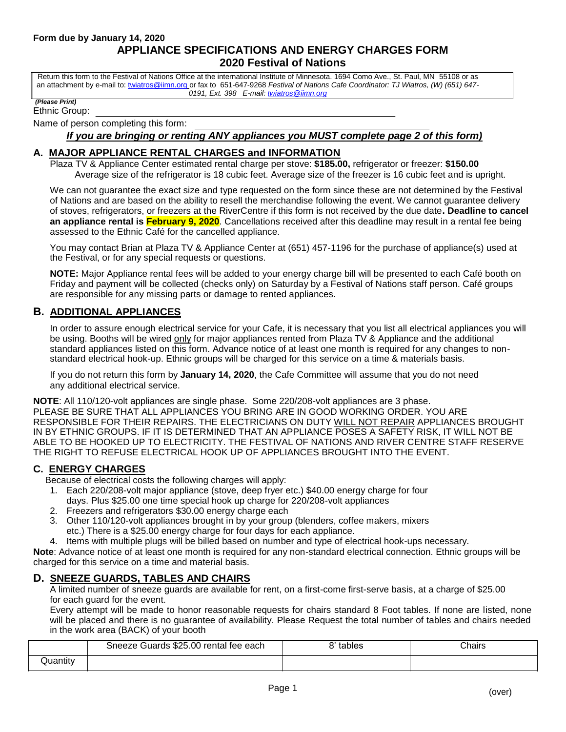**Form due by January 14, 2020**

# APPLIANCE SPECIFICATIONS AND ENERGY CHARGES FORM
## 2020 Festival of Nations

Return this form to the Festival of Nations Office at the international Institute of Minnesota. 1694 Como Ave., St. Paul, MN 55108 or as an attachment by e-mail to: twiatros@iimn.org or fax to 651-647-9268 *Festival of Nations Cafe Coordinator: TJ Wiatros, (W) (651) 647-0191, Ext. 398 E-mail: twiatros@iimn.org*

***(Please Print)***

Ethnic Group: ______________________________________________

Name of person completing this form: ______________________________________

***If you are bringing or renting ANY appliances you MUST complete page 2 of this form)***

## A. MAJOR APPLIANCE RENTAL CHARGES and INFORMATION

Plaza TV & Appliance Center estimated rental charge per stove: **$185.00,** refrigerator or freezer: **$150.00**
Average size of the refrigerator is 18 cubic feet. Average size of the freezer is 16 cubic feet and is upright.

We can not guarantee the exact size and type requested on the form since these are not determined by the Festival of Nations and are based on the ability to resell the merchandise following the event. We cannot guarantee delivery of stoves, refrigerators, or freezers at the RiverCentre if this form is not received by the due date**. Deadline to cancel an appliance rental is February 9, 2020**. Cancellations received after this deadline may result in a rental fee being assessed to the Ethnic Café for the cancelled appliance.

You may contact Brian at Plaza TV & Appliance Center at (651) 457-1196 for the purchase of appliance(s) used at the Festival, or for any special requests or questions.

**NOTE:** Major Appliance rental fees will be added to your energy charge bill will be presented to each Café booth on Friday and payment will be collected (checks only) on Saturday by a Festival of Nations staff person. Café groups are responsible for any missing parts or damage to rented appliances.

## B. ADDITIONAL APPLIANCES

In order to assure enough electrical service for your Cafe, it is necessary that you list all electrical appliances you will be using. Booths will be wired only for major appliances rented from Plaza TV & Appliance and the additional standard appliances listed on this form. Advance notice of at least one month is required for any changes to non-standard electrical hook-up. Ethnic groups will be charged for this service on a time & materials basis.

If you do not return this form by **January 14, 2020**, the Cafe Committee will assume that you do not need any additional electrical service.

**NOTE**: All 110/120-volt appliances are single phase. Some 220/208-volt appliances are 3 phase.
PLEASE BE SURE THAT ALL APPLIANCES YOU BRING ARE IN GOOD WORKING ORDER. YOU ARE RESPONSIBLE FOR THEIR REPAIRS. THE ELECTRICIANS ON DUTY WILL NOT REPAIR APPLIANCES BROUGHT IN BY ETHNIC GROUPS. IF IT IS DETERMINED THAT AN APPLIANCE POSES A SAFETY RISK, IT WILL NOT BE ABLE TO BE HOOKED UP TO ELECTRICITY. THE FESTIVAL OF NATIONS AND RIVER CENTRE STAFF RESERVE THE RIGHT TO REFUSE ELECTRICAL HOOK UP OF APPLIANCES BROUGHT INTO THE EVENT.

## C. ENERGY CHARGES

Because of electrical costs the following charges will apply:

1. Each 220/208-volt major appliance (stove, deep fryer etc.) $40.00 energy charge for four days. Plus $25.00 one time special hook up charge for 220/208-volt appliances
2. Freezers and refrigerators $30.00 energy charge each
3. Other 110/120-volt appliances brought in by your group (blenders, coffee makers, mixers etc.) There is a $25.00 energy charge for four days for each appliance.
4. Items with multiple plugs will be billed based on number and type of electrical hook-ups necessary.

**Note**: Advance notice of at least one month is required for any non-standard electrical connection. Ethnic groups will be charged for this service on a time and material basis.

## D. SNEEZE GUARDS, TABLES AND CHAIRS

A limited number of sneeze guards are available for rent, on a first-come first-serve basis, at a charge of $25.00 for each guard for the event.
Every attempt will be made to honor reasonable requests for chairs standard 8 Foot tables. If none are listed, none will be placed and there is no guarantee of availability. Please Request the total number of tables and chairs needed in the work area (BACK) of your booth

| | Sneeze Guards $25.00 rental fee each | 8' tables | Chairs |
|---|---|---|---|
| Quantity | | | |

(over)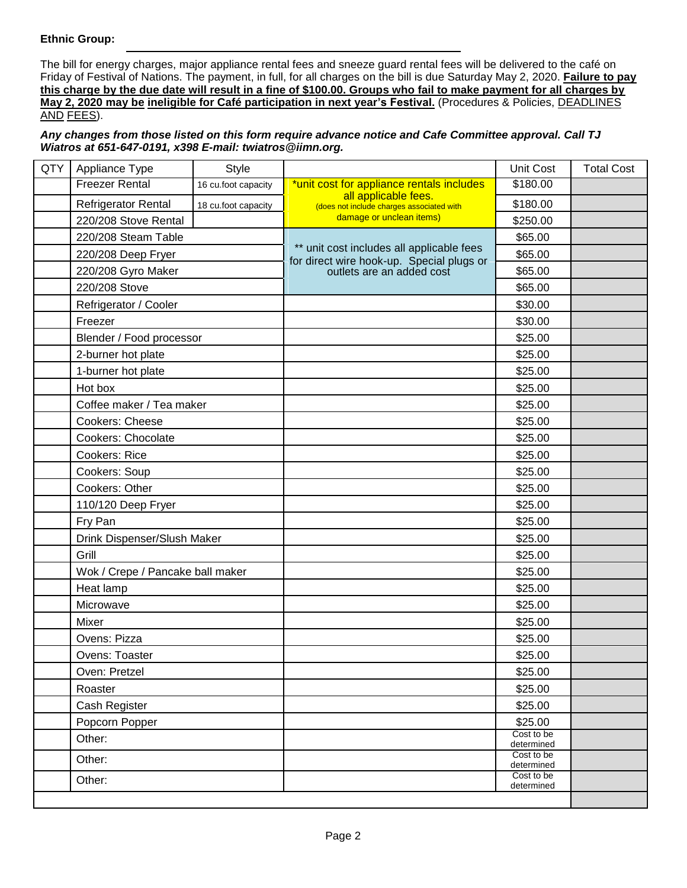**Ethnic Group:** ______________________________

The bill for energy charges, major appliance rental fees and sneeze guard rental fees will be delivered to the café on Friday of Festival of Nations. The payment, in full, for all charges on the bill is due Saturday May 2, 2020. **Failure to pay this charge by the due date will result in a fine of $100.00. Groups who fail to make payment for all charges by May 2, 2020 may be ineligible for Café participation in next year's Festival.** (Procedures & Policies, DEADLINES AND FEES).

***Any changes from those listed on this form require advance notice and Cafe Committee approval. Call TJ Wiatros at 651-647-0191, x398 E-mail: twiatros@iimn.org.***

| QTY | Appliance Type | Style | | Unit Cost | Total Cost |
|---|---|---|---|---|---|
| | Freezer Rental | 16 cu.foot capacity | *unit cost for appliance rentals includes all applicable fees. (does not include charges associated with damage or unclean items) | $180.00 | |
| | Refrigerator Rental | 18 cu.foot capacity | | $180.00 | |
| | 220/208 Stove Rental | | | $250.00 | |
| | 220/208 Steam Table | | ** unit cost includes all applicable fees for direct wire hook-up. Special plugs or outlets are an added cost | $65.00 | |
| | 220/208 Deep Fryer | | | $65.00 | |
| | 220/208 Gyro Maker | | | $65.00 | |
| | 220/208 Stove | | | $65.00 | |
| | Refrigerator / Cooler | | | $30.00 | |
| | Freezer | | | $30.00 | |
| | Blender / Food processor | | | $25.00 | |
| | 2-burner hot plate | | | $25.00 | |
| | 1-burner hot plate | | | $25.00 | |
| | Hot box | | | $25.00 | |
| | Coffee maker / Tea maker | | | $25.00 | |
| | Cookers: Cheese | | | $25.00 | |
| | Cookers: Chocolate | | | $25.00 | |
| | Cookers: Rice | | | $25.00 | |
| | Cookers: Soup | | | $25.00 | |
| | Cookers: Other | | | $25.00 | |
| | 110/120 Deep Fryer | | | $25.00 | |
| | Fry Pan | | | $25.00 | |
| | Drink Dispenser/Slush Maker | | | $25.00 | |
| | Grill | | | $25.00 | |
| | Wok / Crepe / Pancake ball maker | | | $25.00 | |
| | Heat lamp | | | $25.00 | |
| | Microwave | | | $25.00 | |
| | Mixer | | | $25.00 | |
| | Ovens: Pizza | | | $25.00 | |
| | Ovens: Toaster | | | $25.00 | |
| | Oven: Pretzel | | | $25.00 | |
| | Roaster | | | $25.00 | |
| | Cash Register | | | $25.00 | |
| | Popcorn Popper | | | $25.00 | |
| | Other: | | | Cost to be determined | |
| | Other: | | | Cost to be determined | |
| | Other: | | | Cost to be determined | |
| | | | | | |